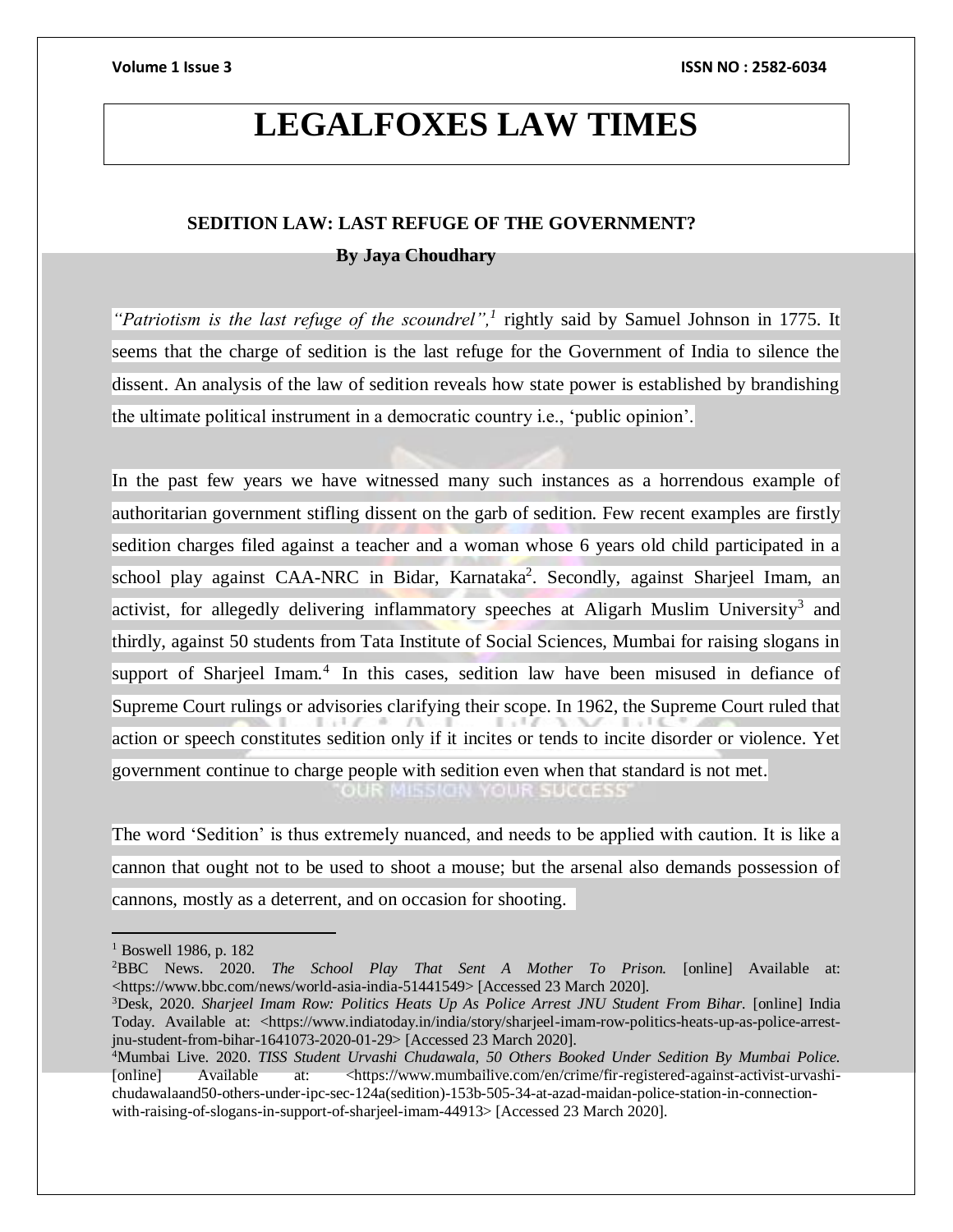# LEGALFOXES LAW TIMES

## SEDITION LAW: LAST REFUGE OF THE GOVERNMENT?

**By Jaya Choudhary**

*"Patriotism is the last refuge of the scoundrel",*[1] rightly said by Samuel Johnson in 1775. It seems that the charge of sedition is the last refuge for the Government of India to silence the dissent. An analysis of the law of sedition reveals how state power is established by brandishing the ultimate political instrument in a democratic country i.e., 'public opinion'.

In the past few years we have witnessed many such instances as a horrendous example of authoritarian government stifling dissent on the garb of sedition. Few recent examples are firstly sedition charges filed against a teacher and a woman whose 6 years old child participated in a school play against CAA-NRC in Bidar, Karnataka[2]. Secondly, against Sharjeel Imam, an activist, for allegedly delivering inflammatory speeches at Aligarh Muslim University[3] and thirdly, against 50 students from Tata Institute of Social Sciences, Mumbai for raising slogans in support of Sharjeel Imam.[4] In this cases, sedition law have been misused in defiance of Supreme Court rulings or advisories clarifying their scope. In 1962, the Supreme Court ruled that action or speech constitutes sedition only if it incites or tends to incite disorder or violence. Yet government continue to charge people with sedition even when that standard is not met.

The word 'Sedition' is thus extremely nuanced, and needs to be applied with caution. It is like a cannon that ought not to be used to shoot a mouse; but the arsenal also demands possession of cannons, mostly as a deterrent, and on occasion for shooting.

---

[1] Boswell 1986, p. 182

[2] BBC News. 2020. *The School Play That Sent A Mother To Prison.* [online] Available at: <https://www.bbc.com/news/world-asia-india-51441549> [Accessed 23 March 2020].

[3] Desk, 2020. *Sharjeel Imam Row: Politics Heats Up As Police Arrest JNU Student From Bihar.* [online] India Today. Available at: <https://www.indiatoday.in/india/story/sharjeel-imam-row-politics-heats-up-as-police-arrest-jnu-student-from-bihar-1641073-2020-01-29> [Accessed 23 March 2020].

[4] Mumbai Live. 2020. *TISS Student Urvashi Chudawala, 50 Others Booked Under Sedition By Mumbai Police.* [online] Available at: <https://www.mumbailive.com/en/crime/fir-registered-against-activist-urvashi-chudawalaand50-others-under-ipc-sec-124a(sedition)-153b-505-34-at-azad-maidan-police-station-in-connection-with-raising-of-slogans-in-support-of-sharjeel-imam-44913> [Accessed 23 March 2020].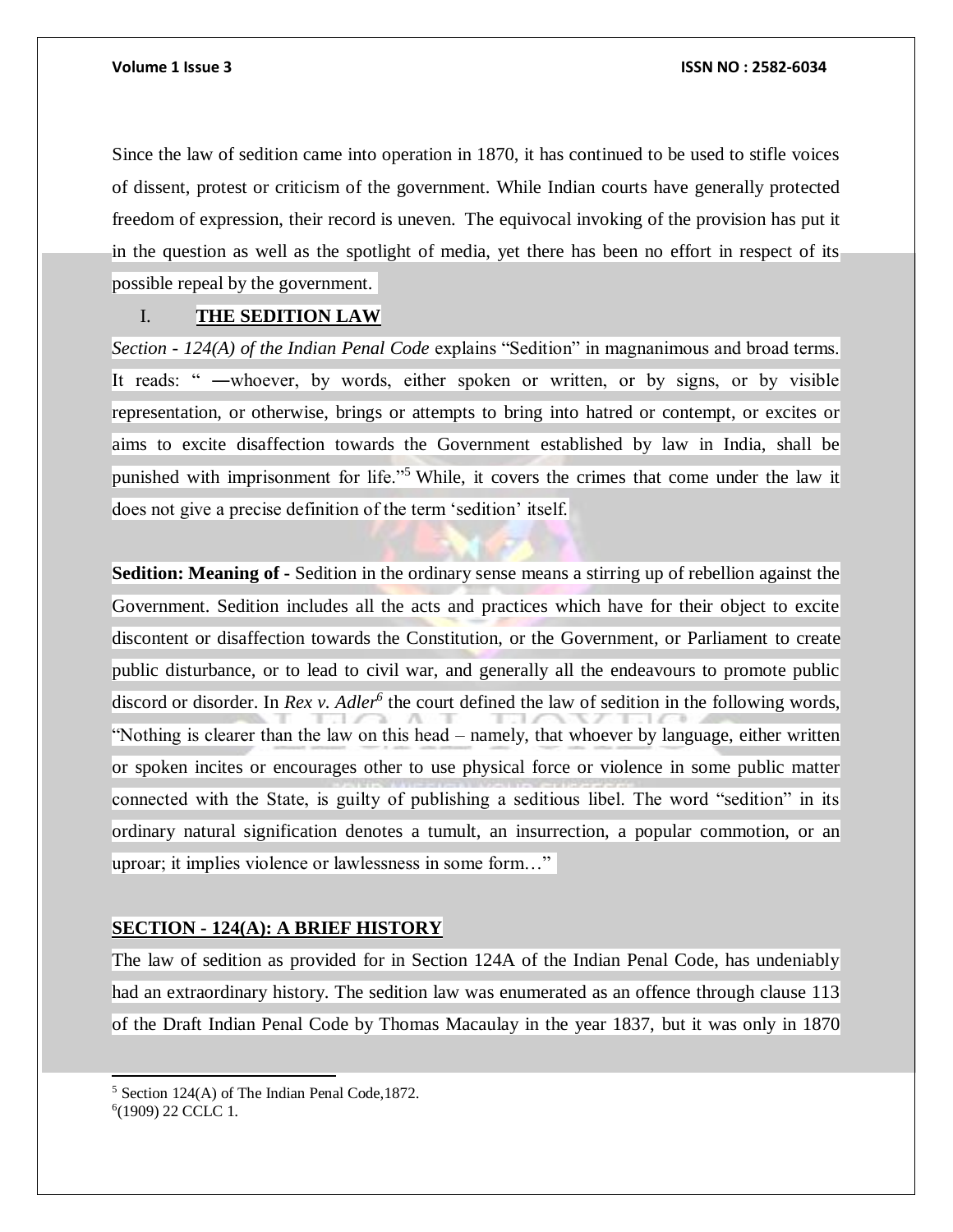Since the law of sedition came into operation in 1870, it has continued to be used to stifle voices of dissent, protest or criticism of the government. While Indian courts have generally protected freedom of expression, their record is uneven. The equivocal invoking of the provision has put it in the question as well as the spotlight of media, yet there has been no effort in respect of its possible repeal by the government.

## I. THE SEDITION LAW

*Section - 124(A) of the Indian Penal Code* explains "Sedition" in magnanimous and broad terms. It reads: " ―whoever, by words, either spoken or written, or by signs, or by visible representation, or otherwise, brings or attempts to bring into hatred or contempt, or excites or aims to excite disaffection towards the Government established by law in India, shall be punished with imprisonment for life."[5] While, it covers the crimes that come under the law it does not give a precise definition of the term 'sedition' itself.

**Sedition: Meaning of -** Sedition in the ordinary sense means a stirring up of rebellion against the Government. Sedition includes all the acts and practices which have for their object to excite discontent or disaffection towards the Constitution, or the Government, or Parliament to create public disturbance, or to lead to civil war, and generally all the endeavours to promote public discord or disorder. In *Rex v. Adler*[6] the court defined the law of sedition in the following words, "Nothing is clearer than the law on this head – namely, that whoever by language, either written or spoken incites or encourages other to use physical force or violence in some public matter connected with the State, is guilty of publishing a seditious libel. The word "sedition" in its ordinary natural signification denotes a tumult, an insurrection, a popular commotion, or an uproar; it implies violence or lawlessness in some form…"

## SECTION - 124(A): A BRIEF HISTORY

The law of sedition as provided for in Section 124A of the Indian Penal Code, has undeniably had an extraordinary history. The sedition law was enumerated as an offence through clause 113 of the Draft Indian Penal Code by Thomas Macaulay in the year 1837, but it was only in 1870

---

[5] Section 124(A) of The Indian Penal Code,1872.

[6] (1909) 22 CCLC 1.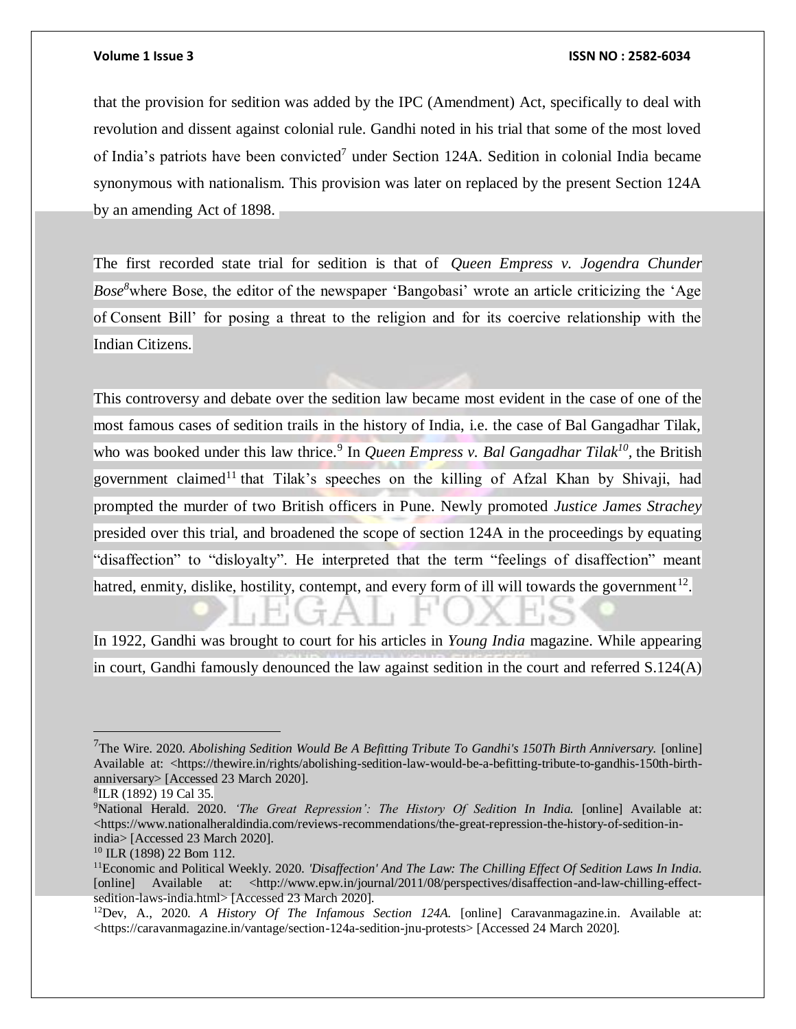that the provision for sedition was added by the IPC (Amendment) Act, specifically to deal with revolution and dissent against colonial rule. Gandhi noted in his trial that some of the most loved of India's patriots have been convicted[7] under Section 124A. Sedition in colonial India became synonymous with nationalism. This provision was later on replaced by the present Section 124A by an amending Act of 1898.

The first recorded state trial for sedition is that of *Queen Empress v. Jogendra Chunder Bose*[8] where Bose, the editor of the newspaper 'Bangobasi' wrote an article criticizing the 'Age of Consent Bill' for posing a threat to the religion and for its coercive relationship with the Indian Citizens.

This controversy and debate over the sedition law became most evident in the case of one of the most famous cases of sedition trails in the history of India, i.e. the case of Bal Gangadhar Tilak, who was booked under this law thrice.[9] In *Queen Empress v. Bal Gangadhar Tilak*[10], the British government claimed[11] that Tilak's speeches on the killing of Afzal Khan by Shivaji, had prompted the murder of two British officers in Pune. Newly promoted *Justice James Strachey* presided over this trial, and broadened the scope of section 124A in the proceedings by equating "disaffection" to "disloyalty". He interpreted that the term "feelings of disaffection" meant hatred, enmity, dislike, hostility, contempt, and every form of ill will towards the government[12].

In 1922, Gandhi was brought to court for his articles in *Young India* magazine. While appearing in court, Gandhi famously denounced the law against sedition in the court and referred S.124(A)

---

[7] The Wire. 2020. *Abolishing Sedition Would Be A Befitting Tribute To Gandhi's 150Th Birth Anniversary.* [online] Available at: <https://thewire.in/rights/abolishing-sedition-law-would-be-a-befitting-tribute-to-gandhis-150th-birth-anniversary> [Accessed 23 March 2020].

[8] ILR (1892) 19 Cal 35.

[9] National Herald. 2020. *'The Great Repression': The History Of Sedition In India.* [online] Available at: <https://www.nationalheraldindia.com/reviews-recommendations/the-great-repression-the-history-of-sedition-in-india> [Accessed 23 March 2020].

[10] ILR (1898) 22 Bom 112.

[11] Economic and Political Weekly. 2020. *'Disaffection' And The Law: The Chilling Effect Of Sedition Laws In India.* [online] Available at: <http://www.epw.in/journal/2011/08/perspectives/disaffection-and-law-chilling-effect-sedition-laws-india.html> [Accessed 23 March 2020].

[12] Dev, A., 2020. *A History Of The Infamous Section 124A.* [online] Caravanmagazine.in. Available at: <https://caravanmagazine.in/vantage/section-124a-sedition-jnu-protests> [Accessed 24 March 2020].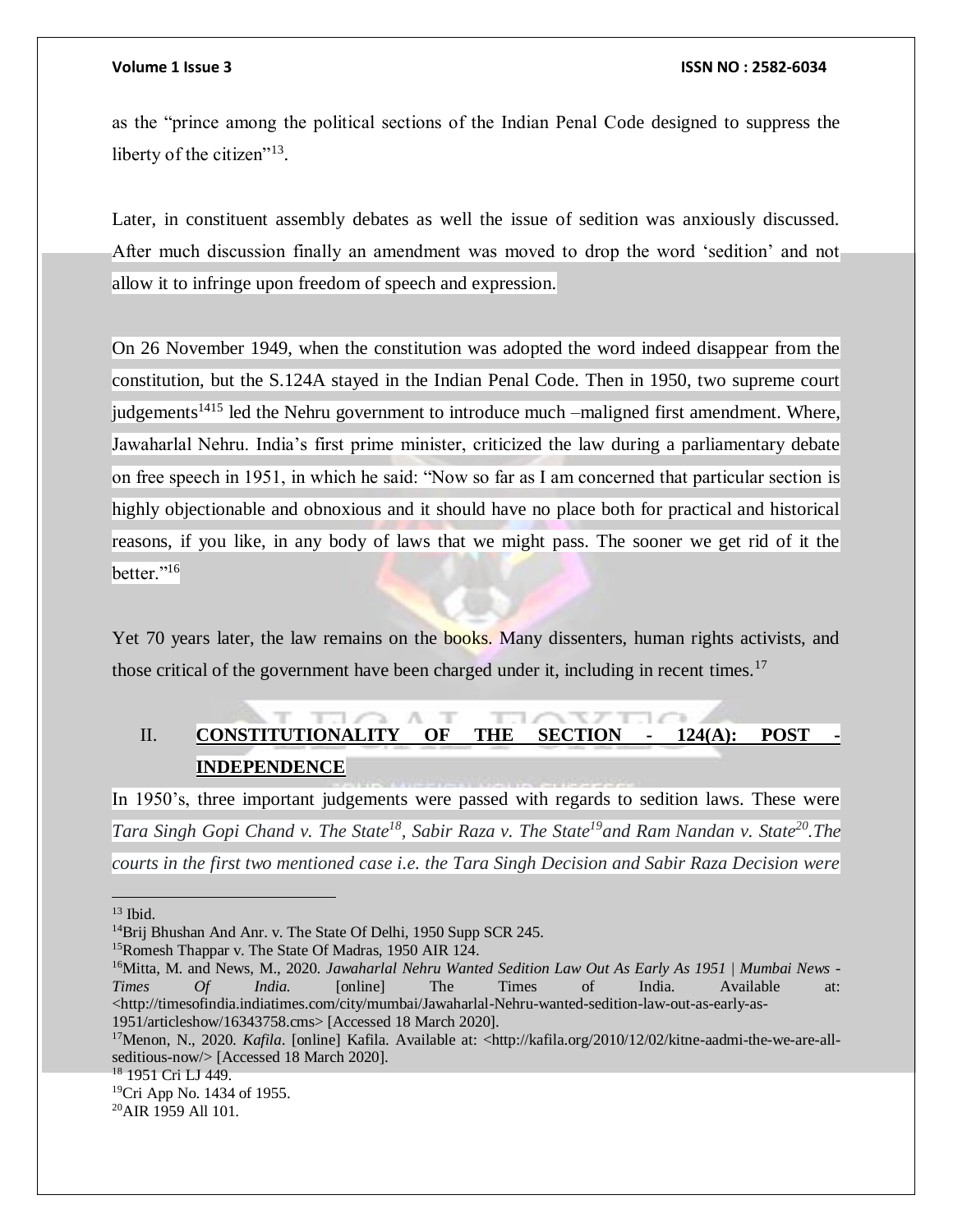as the "prince among the political sections of the Indian Penal Code designed to suppress the liberty of the citizen"[13].

Later, in constituent assembly debates as well the issue of sedition was anxiously discussed. After much discussion finally an amendment was moved to drop the word 'sedition' and not allow it to infringe upon freedom of speech and expression.

On 26 November 1949, when the constitution was adopted the word indeed disappear from the constitution, but the S.124A stayed in the Indian Penal Code. Then in 1950, two supreme court judgements[14][15] led the Nehru government to introduce much –maligned first amendment. Where, Jawaharlal Nehru. India's first prime minister, criticized the law during a parliamentary debate on free speech in 1951, in which he said: "Now so far as I am concerned that particular section is highly objectionable and obnoxious and it should have no place both for practical and historical reasons, if you like, in any body of laws that we might pass. The sooner we get rid of it the better."[16]

Yet 70 years later, the law remains on the books. Many dissenters, human rights activists, and those critical of the government have been charged under it, including in recent times.[17]

## II. CONSTITUTIONALITY OF THE SECTION - 124(A): POST - INDEPENDENCE

In 1950's, three important judgements were passed with regards to sedition laws. These were *Tara Singh Gopi Chand v. The State*[18], *Sabir Raza v. The State*[19] *and Ram Nandan v. State*[20]*.The courts in the first two mentioned case i.e. the Tara Singh Decision and Sabir Raza Decision were*

---

[13] Ibid.

[14] Brij Bhushan And Anr. v. The State Of Delhi, 1950 Supp SCR 245.

[15] Romesh Thappar v. The State Of Madras, 1950 AIR 124.

[16] Mitta, M. and News, M., 2020. *Jawaharlal Nehru Wanted Sedition Law Out As Early As 1951 | Mumbai News - Times Of India.* [online] The Times of India. Available at: <http://timesofindia.indiatimes.com/city/mumbai/Jawaharlal-Nehru-wanted-sedition-law-out-as-early-as-1951/articleshow/16343758.cms> [Accessed 18 March 2020].

[17] Menon, N., 2020. *Kafila*. [online] Kafila. Available at: <http://kafila.org/2010/12/02/kitne-aadmi-the-we-are-all-seditious-now/> [Accessed 18 March 2020].

[18] 1951 Cri LJ 449.

[19] Cri App No. 1434 of 1955.

[20] AIR 1959 All 101.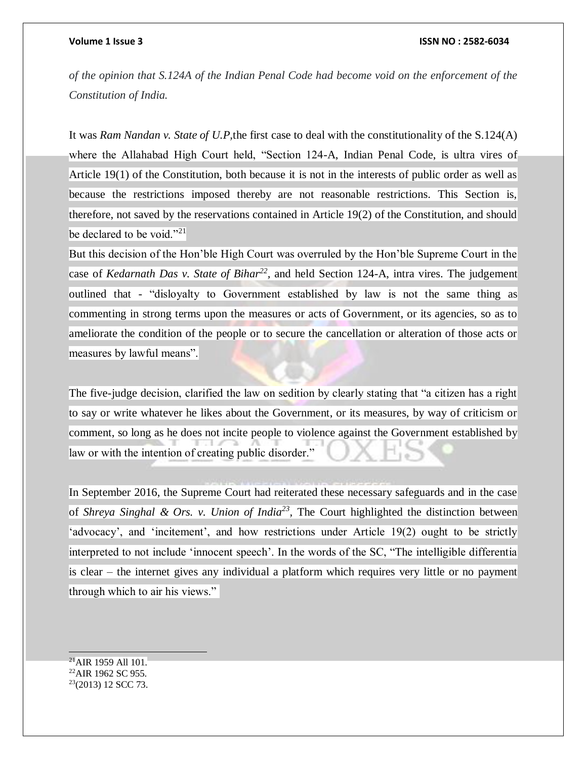*of the opinion that S.124A of the Indian Penal Code had become void on the enforcement of the Constitution of India.*

It was *Ram Nandan v. State of U.P*,the first case to deal with the constitutionality of the S.124(A) where the Allahabad High Court held, "Section 124-A, Indian Penal Code, is ultra vires of Article 19(1) of the Constitution, both because it is not in the interests of public order as well as because the restrictions imposed thereby are not reasonable restrictions. This Section is, therefore, not saved by the reservations contained in Article 19(2) of the Constitution, and should be declared to be void."[21]

But this decision of the Hon'ble High Court was overruled by the Hon'ble Supreme Court in the case of *Kedarnath Das v. State of Bihar*[22], and held Section 124-A, intra vires. The judgement outlined that - "disloyalty to Government established by law is not the same thing as commenting in strong terms upon the measures or acts of Government, or its agencies, so as to ameliorate the condition of the people or to secure the cancellation or alteration of those acts or measures by lawful means".

The five-judge decision, clarified the law on sedition by clearly stating that "a citizen has a right to say or write whatever he likes about the Government, or its measures, by way of criticism or comment, so long as he does not incite people to violence against the Government established by law or with the intention of creating public disorder."

In September 2016, the Supreme Court had reiterated these necessary safeguards and in the case of *Shreya Singhal & Ors. v. Union of India*[23], The Court highlighted the distinction between 'advocacy', and 'incitement', and how restrictions under Article 19(2) ought to be strictly interpreted to not include 'innocent speech'. In the words of the SC, "The intelligible differentia is clear – the internet gives any individual a platform which requires very little or no payment through which to air his views."

---

[21] AIR 1959 All 101.
[22] AIR 1962 SC 955.
[23] (2013) 12 SCC 73.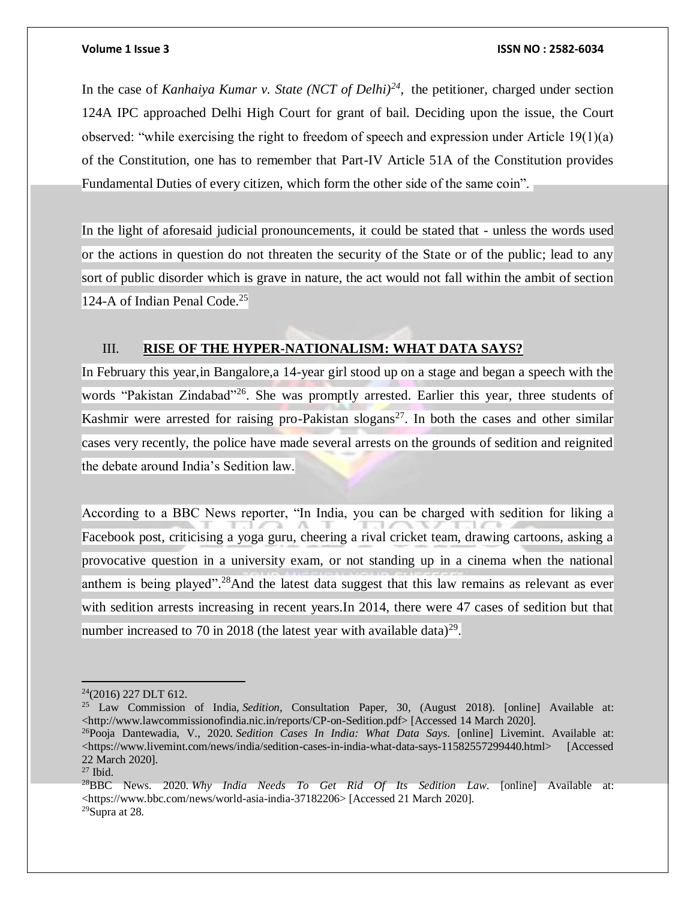In the case of *Kanhaiya Kumar v. State (NCT of Delhi)*[24], the petitioner, charged under section 124A IPC approached Delhi High Court for grant of bail. Deciding upon the issue, the Court observed: "while exercising the right to freedom of speech and expression under Article 19(1)(a) of the Constitution, one has to remember that Part-IV Article 51A of the Constitution provides Fundamental Duties of every citizen, which form the other side of the same coin".

In the light of aforesaid judicial pronouncements, it could be stated that - unless the words used or the actions in question do not threaten the security of the State or of the public; lead to any sort of public disorder which is grave in nature, the act would not fall within the ambit of section 124-A of Indian Penal Code.[25]

## III. RISE OF THE HYPER-NATIONALISM: WHAT DATA SAYS?

In February this year,in Bangalore,a 14-year girl stood up on a stage and began a speech with the words "Pakistan Zindabad"[26]. She was promptly arrested. Earlier this year, three students of Kashmir were arrested for raising pro-Pakistan slogans[27]. In both the cases and other similar cases very recently, the police have made several arrests on the grounds of sedition and reignited the debate around India's Sedition law.

According to a BBC News reporter, "In India, you can be charged with sedition for liking a Facebook post, criticising a yoga guru, cheering a rival cricket team, drawing cartoons, asking a provocative question in a university exam, or not standing up in a cinema when the national anthem is being played".[28]And the latest data suggest that this law remains as relevant as ever with sedition arrests increasing in recent years.In 2014, there were 47 cases of sedition but that number increased to 70 in 2018 (the latest year with available data)[29].

---

[24](2016) 227 DLT 612.

[25] Law Commission of India, *Sedition*, Consultation Paper, 30, (August 2018). [online] Available at: <http://www.lawcommissionofindia.nic.in/reports/CP-on-Sedition.pdf> [Accessed 14 March 2020].

[26]Pooja Dantewadia, V., 2020. *Sedition Cases In India: What Data Says*. [online] Livemint. Available at: <https://www.livemint.com/news/india/sedition-cases-in-india-what-data-says-11582557299440.html> [Accessed 22 March 2020].

[27] Ibid.

[28]BBC News. 2020. *Why India Needs To Get Rid Of Its Sedition Law*. [online] Available at: <https://www.bbc.com/news/world-asia-india-37182206> [Accessed 21 March 2020].

[29]Supra at 28.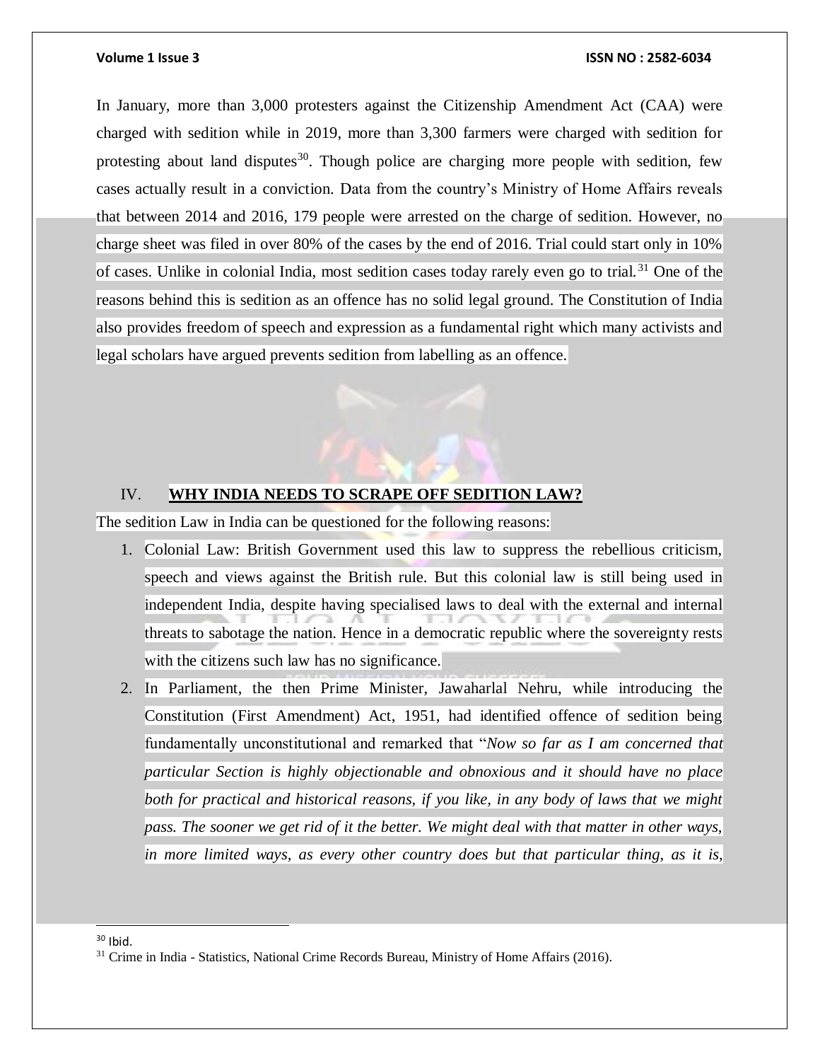In January, more than 3,000 protesters against the Citizenship Amendment Act (CAA) were charged with sedition while in 2019, more than 3,300 farmers were charged with sedition for protesting about land disputes[30]. Though police are charging more people with sedition, few cases actually result in a conviction. Data from the country's Ministry of Home Affairs reveals that between 2014 and 2016, 179 people were arrested on the charge of sedition. However, no charge sheet was filed in over 80% of the cases by the end of 2016. Trial could start only in 10% of cases. Unlike in colonial India, most sedition cases today rarely even go to trial.[31] One of the reasons behind this is sedition as an offence has no solid legal ground. The Constitution of India also provides freedom of speech and expression as a fundamental right which many activists and legal scholars have argued prevents sedition from labelling as an offence.

## IV. WHY INDIA NEEDS TO SCRAPE OFF SEDITION LAW?

The sedition Law in India can be questioned for the following reasons:

1. Colonial Law: British Government used this law to suppress the rebellious criticism, speech and views against the British rule. But this colonial law is still being used in independent India, despite having specialised laws to deal with the external and internal threats to sabotage the nation. Hence in a democratic republic where the sovereignty rests with the citizens such law has no significance.
2. In Parliament, the then Prime Minister, Jawaharlal Nehru, while introducing the Constitution (First Amendment) Act, 1951, had identified offence of sedition being fundamentally unconstitutional and remarked that "*Now so far as I am concerned that particular Section is highly objectionable and obnoxious and it should have no place both for practical and historical reasons, if you like, in any body of laws that we might pass. The sooner we get rid of it the better. We might deal with that matter in other ways, in more limited ways, as every other country does but that particular thing, as it is,*

---

[30] Ibid.

[31] Crime in India - Statistics, National Crime Records Bureau, Ministry of Home Affairs (2016).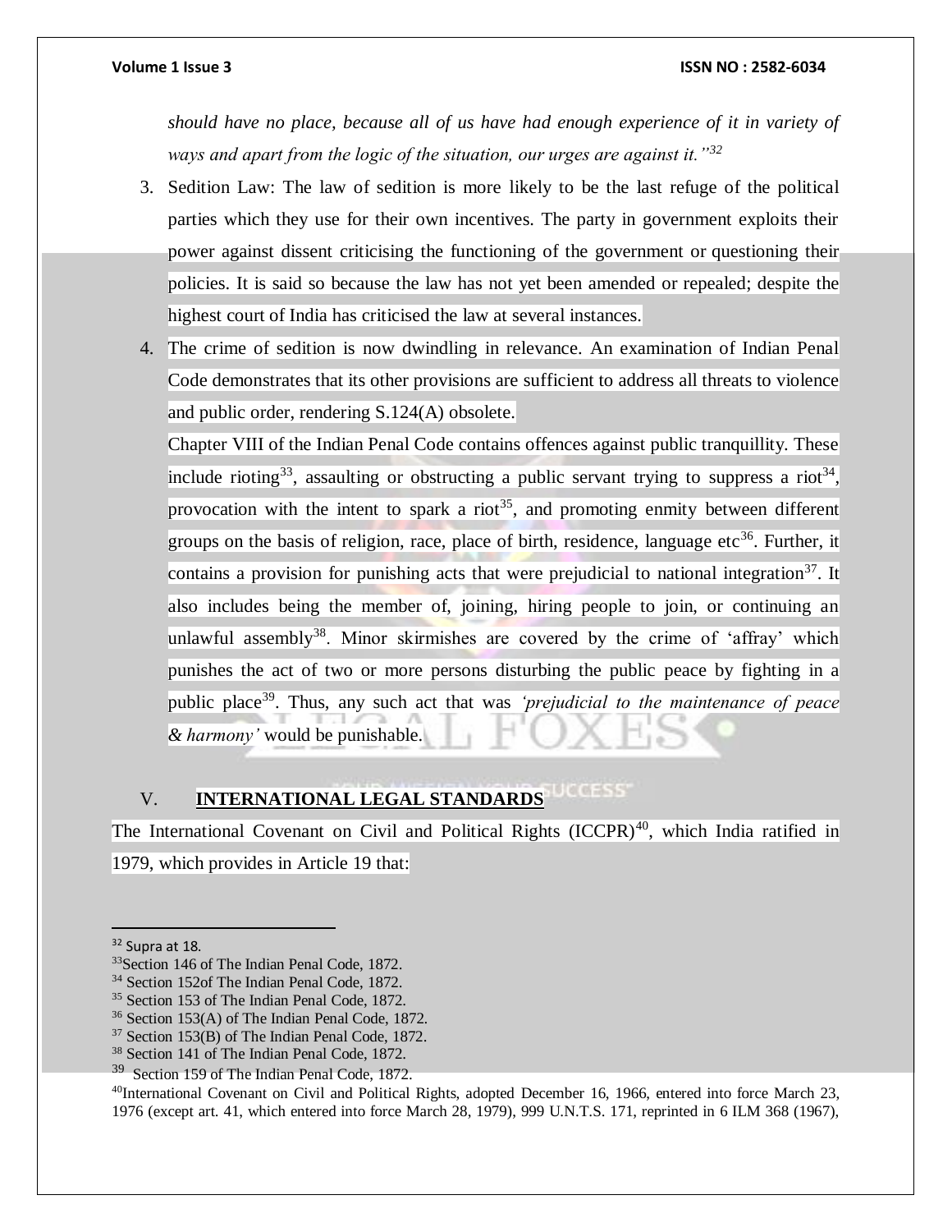*should have no place, because all of us have had enough experience of it in variety of ways and apart from the logic of the situation, our urges are against it."*[32]

3. Sedition Law: The law of sedition is more likely to be the last refuge of the political parties which they use for their own incentives. The party in government exploits their power against dissent criticising the functioning of the government or questioning their policies. It is said so because the law has not yet been amended or repealed; despite the highest court of India has criticised the law at several instances.
4. The crime of sedition is now dwindling in relevance. An examination of Indian Penal Code demonstrates that its other provisions are sufficient to address all threats to violence and public order, rendering S.124(A) obsolete.

   Chapter VIII of the Indian Penal Code contains offences against public tranquillity. These include rioting[33], assaulting or obstructing a public servant trying to suppress a riot[34], provocation with the intent to spark a riot[35], and promoting enmity between different groups on the basis of religion, race, place of birth, residence, language etc[36]. Further, it contains a provision for punishing acts that were prejudicial to national integration[37]. It also includes being the member of, joining, hiring people to join, or continuing an unlawful assembly[38]. Minor skirmishes are covered by the crime of 'affray' which punishes the act of two or more persons disturbing the public peace by fighting in a public place[39]. Thus, any such act that was *'prejudicial to the maintenance of peace & harmony'* would be punishable.

## V. **INTERNATIONAL LEGAL STANDARDS**

The International Covenant on Civil and Political Rights (ICCPR)[40], which India ratified in 1979, which provides in Article 19 that:

---

[32] Supra at 18.

[33] Section 146 of The Indian Penal Code, 1872.

[34] Section 152of The Indian Penal Code, 1872.

[35] Section 153 of The Indian Penal Code, 1872.

[36] Section 153(A) of The Indian Penal Code, 1872.

[37] Section 153(B) of The Indian Penal Code, 1872.

[38] Section 141 of The Indian Penal Code, 1872.

[39] Section 159 of The Indian Penal Code, 1872.

[40] International Covenant on Civil and Political Rights, adopted December 16, 1966, entered into force March 23, 1976 (except art. 41, which entered into force March 28, 1979), 999 U.N.T.S. 171, reprinted in 6 ILM 368 (1967),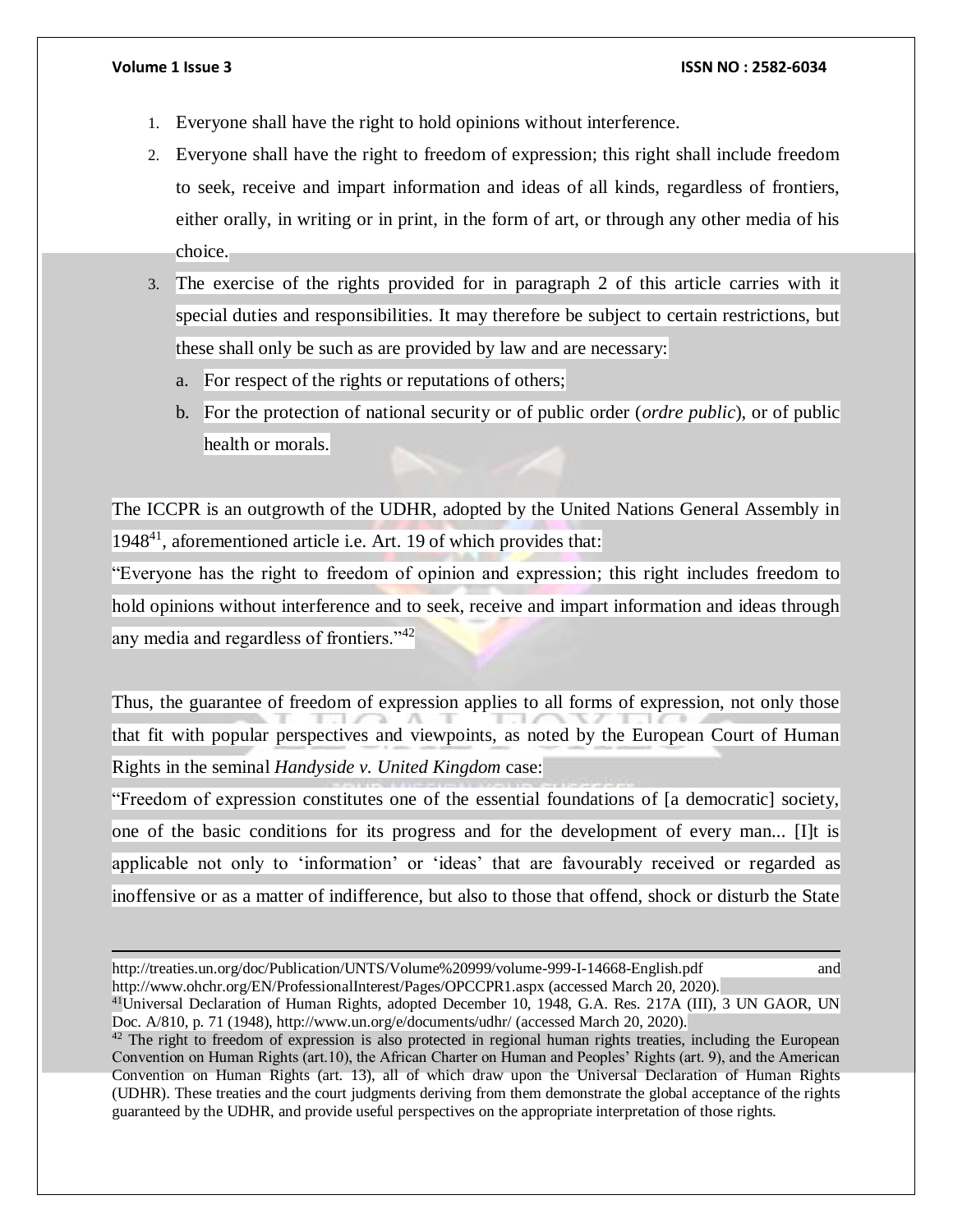1. Everyone shall have the right to hold opinions without interference.
2. Everyone shall have the right to freedom of expression; this right shall include freedom to seek, receive and impart information and ideas of all kinds, regardless of frontiers, either orally, in writing or in print, in the form of art, or through any other media of his choice.
3. The exercise of the rights provided for in paragraph 2 of this article carries with it special duties and responsibilities. It may therefore be subject to certain restrictions, but these shall only be such as are provided by law and are necessary:
   a. For respect of the rights or reputations of others;
   b. For the protection of national security or of public order (*ordre public*), or of public health or morals.

The ICCPR is an outgrowth of the UDHR, adopted by the United Nations General Assembly in 1948[41], aforementioned article i.e. Art. 19 of which provides that:

"Everyone has the right to freedom of opinion and expression; this right includes freedom to hold opinions without interference and to seek, receive and impart information and ideas through any media and regardless of frontiers."[42]

Thus, the guarantee of freedom of expression applies to all forms of expression, not only those that fit with popular perspectives and viewpoints, as noted by the European Court of Human Rights in the seminal *Handyside v. United Kingdom* case:

"Freedom of expression constitutes one of the essential foundations of [a democratic] society, one of the basic conditions for its progress and for the development of every man... [I]t is applicable not only to 'information' or 'ideas' that are favourably received or regarded as inoffensive or as a matter of indifference, but also to those that offend, shock or disturb the State

---

http://treaties.un.org/doc/Publication/UNTS/Volume%20999/volume-999-I-14668-English.pdf and http://www.ohchr.org/EN/ProfessionalInterest/Pages/OPCCPR1.aspx (accessed March 20, 2020).

[41] Universal Declaration of Human Rights, adopted December 10, 1948, G.A. Res. 217A (III), 3 UN GAOR, UN Doc. A/810, p. 71 (1948), http://www.un.org/e/documents/udhr/ (accessed March 20, 2020).

[42] The right to freedom of expression is also protected in regional human rights treaties, including the European Convention on Human Rights (art.10), the African Charter on Human and Peoples' Rights (art. 9), and the American Convention on Human Rights (art. 13), all of which draw upon the Universal Declaration of Human Rights (UDHR). These treaties and the court judgments deriving from them demonstrate the global acceptance of the rights guaranteed by the UDHR, and provide useful perspectives on the appropriate interpretation of those rights.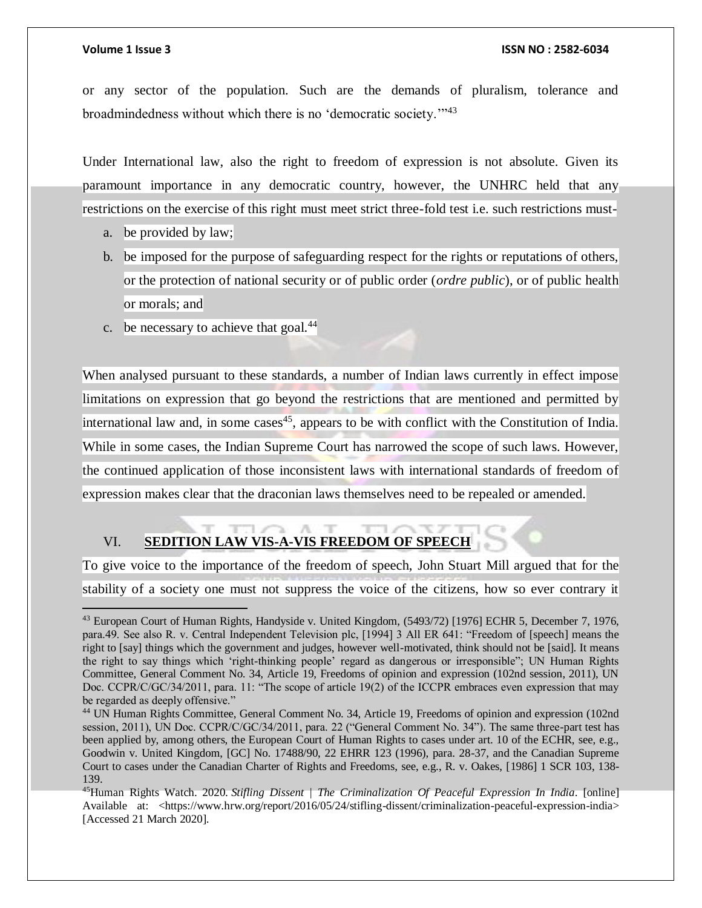or any sector of the population. Such are the demands of pluralism, tolerance and broadmindedness without which there is no 'democratic society.'"[43]

Under International law, also the right to freedom of expression is not absolute. Given its paramount importance in any democratic country, however, the UNHRC held that any restrictions on the exercise of this right must meet strict three-fold test i.e. such restrictions must-

a. be provided by law;
b. be imposed for the purpose of safeguarding respect for the rights or reputations of others, or the protection of national security or of public order (*ordre public*), or of public health or morals; and
c. be necessary to achieve that goal.[44]

When analysed pursuant to these standards, a number of Indian laws currently in effect impose limitations on expression that go beyond the restrictions that are mentioned and permitted by international law and, in some cases[45], appears to be with conflict with the Constitution of India. While in some cases, the Indian Supreme Court has narrowed the scope of such laws. However, the continued application of those inconsistent laws with international standards of freedom of expression makes clear that the draconian laws themselves need to be repealed or amended.

## VI. SEDITION LAW VIS-A-VIS FREEDOM OF SPEECH

To give voice to the importance of the freedom of speech, John Stuart Mill argued that for the stability of a society one must not suppress the voice of the citizens, how so ever contrary it

---

[43] European Court of Human Rights, Handyside v. United Kingdom, (5493/72) [1976] ECHR 5, December 7, 1976, para.49. See also R. v. Central Independent Television plc, [1994] 3 All ER 641: "Freedom of [speech] means the right to [say] things which the government and judges, however well-motivated, think should not be [said]. It means the right to say things which 'right-thinking people' regard as dangerous or irresponsible"; UN Human Rights Committee, General Comment No. 34, Article 19, Freedoms of opinion and expression (102nd session, 2011), UN Doc. CCPR/C/GC/34/2011, para. 11: "The scope of article 19(2) of the ICCPR embraces even expression that may be regarded as deeply offensive."

[44] UN Human Rights Committee, General Comment No. 34, Article 19, Freedoms of opinion and expression (102nd session, 2011), UN Doc. CCPR/C/GC/34/2011, para. 22 ("General Comment No. 34"). The same three-part test has been applied by, among others, the European Court of Human Rights to cases under art. 10 of the ECHR, see, e.g., Goodwin v. United Kingdom, [GC] No. 17488/90, 22 EHRR 123 (1996), para. 28-37, and the Canadian Supreme Court to cases under the Canadian Charter of Rights and Freedoms, see, e.g., R. v. Oakes, [1986] 1 SCR 103, 138-139.

[45] Human Rights Watch. 2020. *Stifling Dissent | The Criminalization Of Peaceful Expression In India*. [online] Available at: <https://www.hrw.org/report/2016/05/24/stifling-dissent/criminalization-peaceful-expression-india> [Accessed 21 March 2020].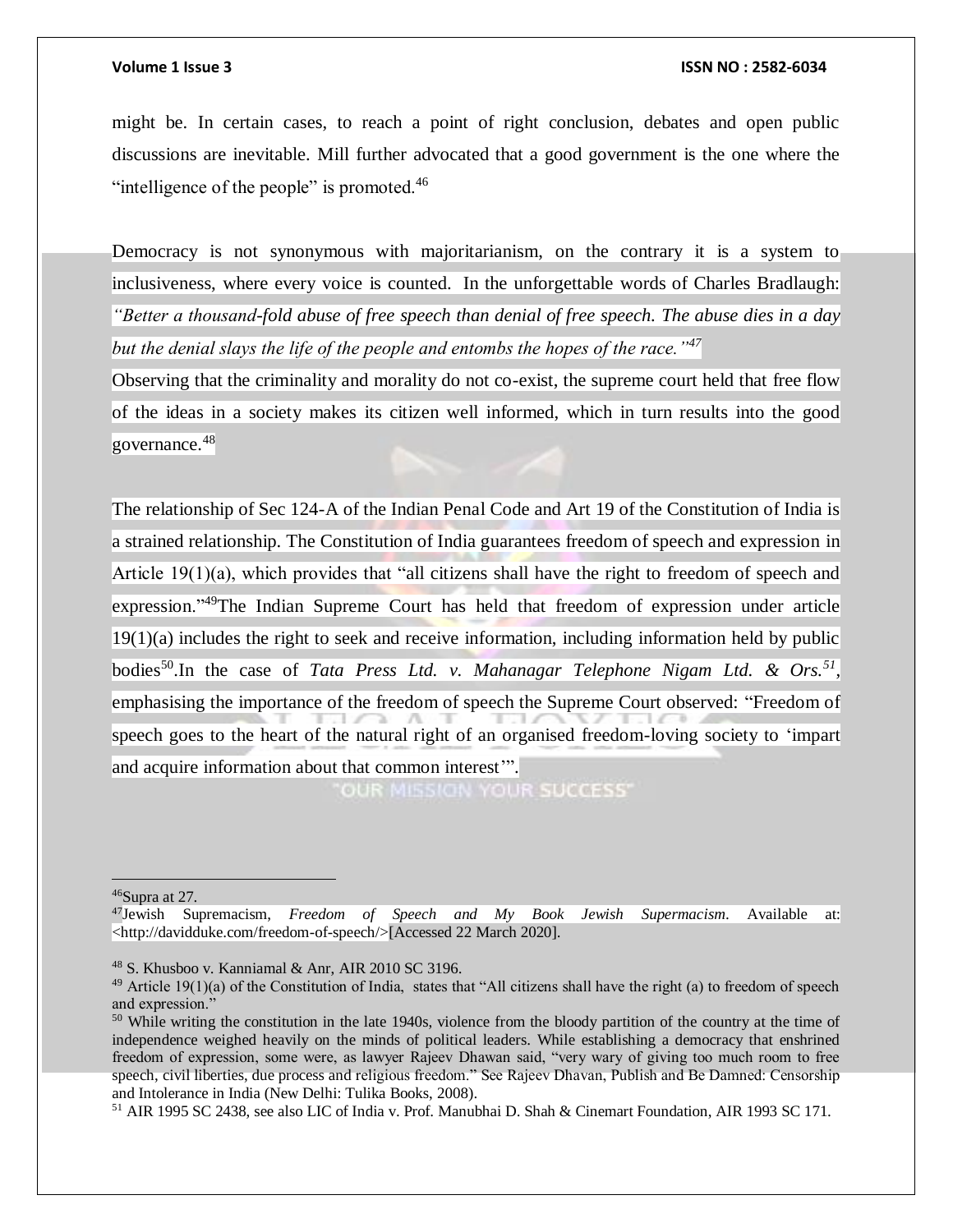might be. In certain cases, to reach a point of right conclusion, debates and open public discussions are inevitable. Mill further advocated that a good government is the one where the "intelligence of the people" is promoted.[46]

Democracy is not synonymous with majoritarianism, on the contrary it is a system to inclusiveness, where every voice is counted. In the unforgettable words of Charles Bradlaugh: *"Better a thousand-fold abuse of free speech than denial of free speech. The abuse dies in a day but the denial slays the life of the people and entombs the hopes of the race."*[47]

Observing that the criminality and morality do not co-exist, the supreme court held that free flow of the ideas in a society makes its citizen well informed, which in turn results into the good governance.[48]

The relationship of Sec 124-A of the Indian Penal Code and Art 19 of the Constitution of India is a strained relationship. The Constitution of India guarantees freedom of speech and expression in Article 19(1)(a), which provides that "all citizens shall have the right to freedom of speech and expression."[49]The Indian Supreme Court has held that freedom of expression under article 19(1)(a) includes the right to seek and receive information, including information held by public bodies[50].In the case of *Tata Press Ltd. v. Mahanagar Telephone Nigam Ltd. & Ors.*[51], emphasising the importance of the freedom of speech the Supreme Court observed: "Freedom of speech goes to the heart of the natural right of an organised freedom-loving society to 'impart and acquire information about that common interest'".

---

[46]Supra at 27.

[47]Jewish Supremacism, *Freedom of Speech and My Book Jewish Supermacism*. Available at: <http://davidduke.com/freedom-of-speech/>[Accessed 22 March 2020].

[48] S. Khusboo v. Kanniamal & Anr, AIR 2010 SC 3196.

[49] Article 19(1)(a) of the Constitution of India, states that "All citizens shall have the right (a) to freedom of speech and expression."

[50] While writing the constitution in the late 1940s, violence from the bloody partition of the country at the time of independence weighed heavily on the minds of political leaders. While establishing a democracy that enshrined freedom of expression, some were, as lawyer Rajeev Dhawan said, "very wary of giving too much room to free speech, civil liberties, due process and religious freedom." See Rajeev Dhavan, Publish and Be Damned: Censorship and Intolerance in India (New Delhi: Tulika Books, 2008).

[51] AIR 1995 SC 2438, see also LIC of India v. Prof. Manubhai D. Shah & Cinemart Foundation, AIR 1993 SC 171.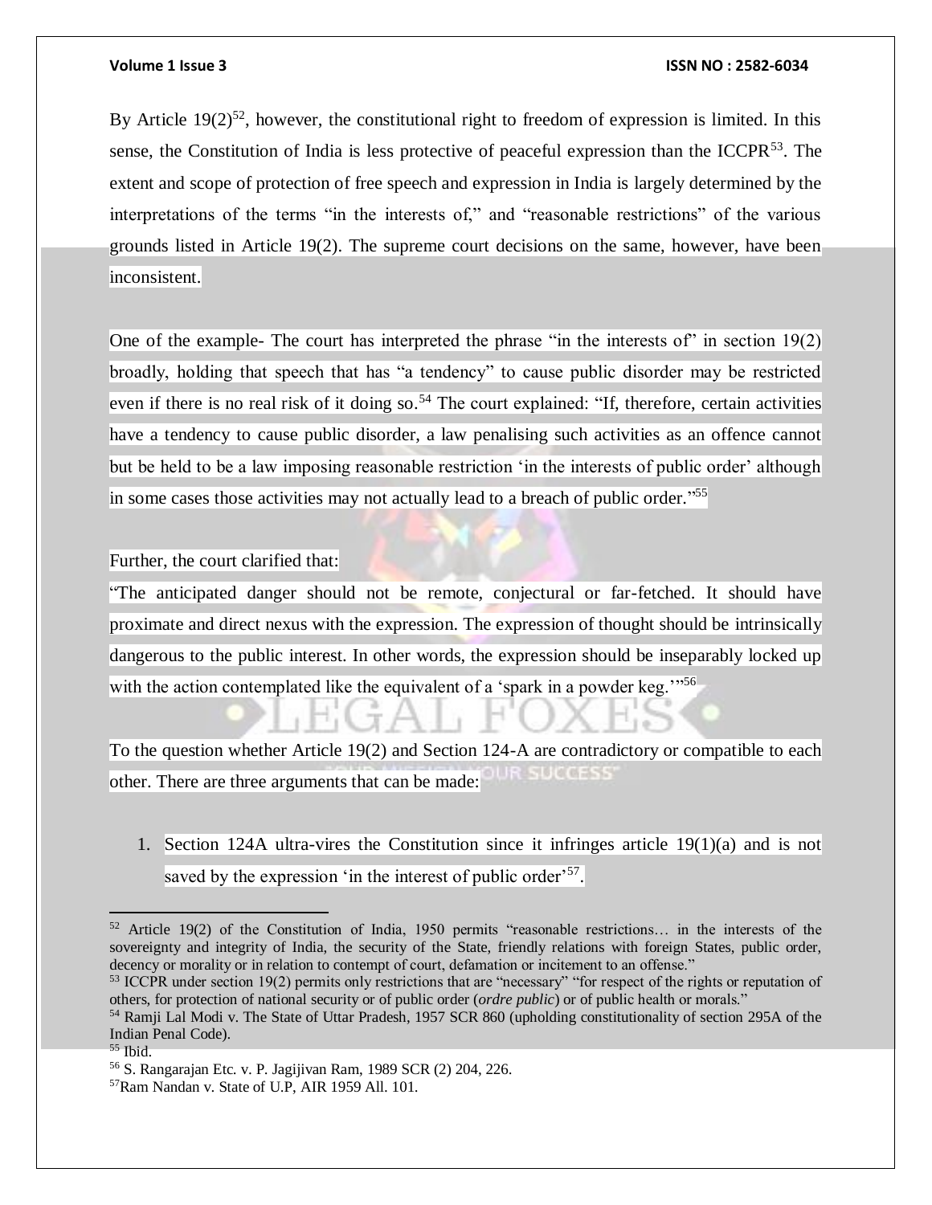By Article 19(2)[52], however, the constitutional right to freedom of expression is limited. In this sense, the Constitution of India is less protective of peaceful expression than the ICCPR[53]. The extent and scope of protection of free speech and expression in India is largely determined by the interpretations of the terms "in the interests of," and "reasonable restrictions" of the various grounds listed in Article 19(2). The supreme court decisions on the same, however, have been inconsistent.

One of the example- The court has interpreted the phrase "in the interests of" in section 19(2) broadly, holding that speech that has "a tendency" to cause public disorder may be restricted even if there is no real risk of it doing so.[54] The court explained: "If, therefore, certain activities have a tendency to cause public disorder, a law penalising such activities as an offence cannot but be held to be a law imposing reasonable restriction 'in the interests of public order' although in some cases those activities may not actually lead to a breach of public order."[55]

Further, the court clarified that:

"The anticipated danger should not be remote, conjectural or far-fetched. It should have proximate and direct nexus with the expression. The expression of thought should be intrinsically dangerous to the public interest. In other words, the expression should be inseparably locked up with the action contemplated like the equivalent of a 'spark in a powder keg.'"[56]

To the question whether Article 19(2) and Section 124-A are contradictory or compatible to each other. There are three arguments that can be made:

1. Section 124A ultra-vires the Constitution since it infringes article 19(1)(a) and is not saved by the expression 'in the interest of public order'[57].

---

[52] Article 19(2) of the Constitution of India, 1950 permits "reasonable restrictions… in the interests of the sovereignty and integrity of India, the security of the State, friendly relations with foreign States, public order, decency or morality or in relation to contempt of court, defamation or incitement to an offense."

[53] ICCPR under section 19(2) permits only restrictions that are "necessary" "for respect of the rights or reputation of others, for protection of national security or of public order (*ordre public*) or of public health or morals."

[54] Ramji Lal Modi v. The State of Uttar Pradesh, 1957 SCR 860 (upholding constitutionality of section 295A of the Indian Penal Code).

[55] Ibid.

[56] S. Rangarajan Etc. v. P. Jagijivan Ram, 1989 SCR (2) 204, 226.

[57] Ram Nandan v. State of U.P, AIR 1959 All. 101.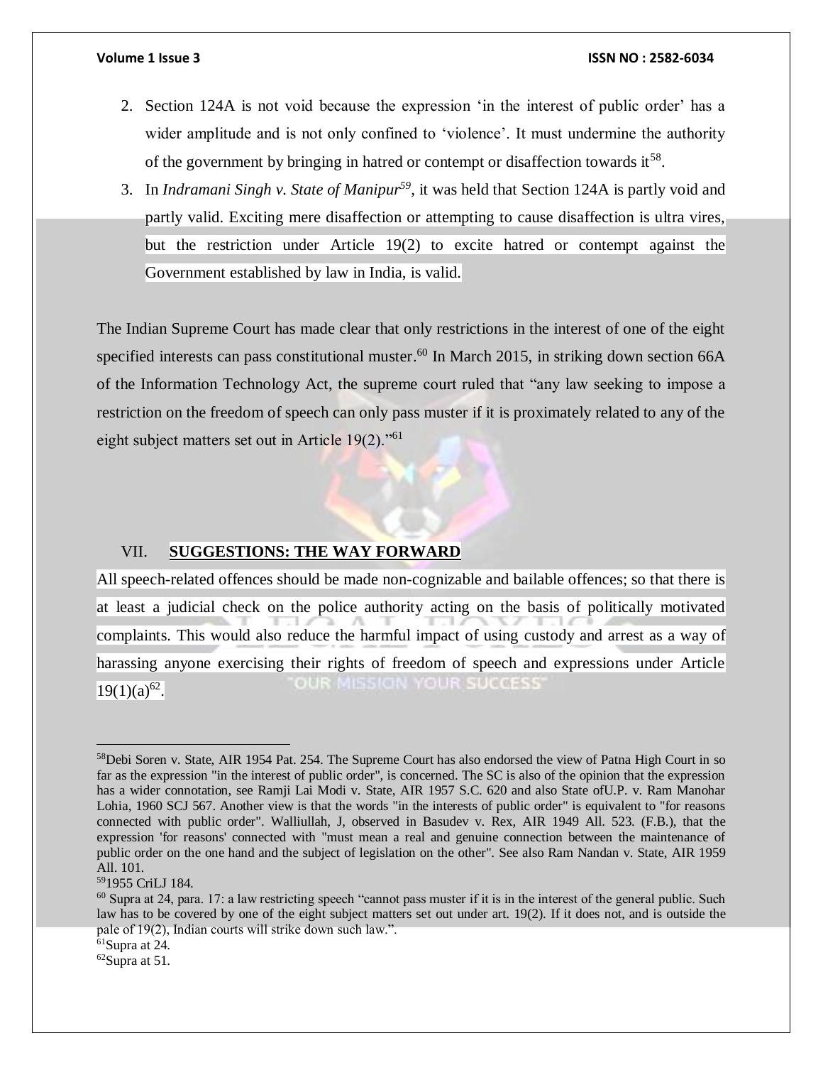2. Section 124A is not void because the expression 'in the interest of public order' has a wider amplitude and is not only confined to 'violence'. It must undermine the authority of the government by bringing in hatred or contempt or disaffection towards it[58].
3. In *Indramani Singh v. State of Manipur*[59], it was held that Section 124A is partly void and partly valid. Exciting mere disaffection or attempting to cause disaffection is ultra vires, but the restriction under Article 19(2) to excite hatred or contempt against the Government established by law in India, is valid.

The Indian Supreme Court has made clear that only restrictions in the interest of one of the eight specified interests can pass constitutional muster.[60] In March 2015, in striking down section 66A of the Information Technology Act, the supreme court ruled that "any law seeking to impose a restriction on the freedom of speech can only pass muster if it is proximately related to any of the eight subject matters set out in Article 19(2)."[61]

## VII. SUGGESTIONS: THE WAY FORWARD

All speech-related offences should be made non-cognizable and bailable offences; so that there is at least a judicial check on the police authority acting on the basis of politically motivated complaints. This would also reduce the harmful impact of using custody and arrest as a way of harassing anyone exercising their rights of freedom of speech and expressions under Article 19(1)(a)[62].

---

[58] Debi Soren v. State, AIR 1954 Pat. 254. The Supreme Court has also endorsed the view of Patna High Court in so far as the expression "in the interest of public order", is concerned. The SC is also of the opinion that the expression has a wider connotation, see Ramji Lai Modi v. State, AIR 1957 S.C. 620 and also State ofU.P. v. Ram Manohar Lohia, 1960 SCJ 567. Another view is that the words "in the interests of public order" is equivalent to "for reasons connected with public order". Walliullah, J, observed in Basudev v. Rex, AIR 1949 All. 523. (F.B.), that the expression 'for reasons' connected with "must mean a real and genuine connection between the maintenance of public order on the one hand and the subject of legislation on the other". See also Ram Nandan v. State, AIR 1959 All. 101.

[59] 1955 CriLJ 184.

[60] Supra at 24, para. 17: a law restricting speech "cannot pass muster if it is in the interest of the general public. Such law has to be covered by one of the eight subject matters set out under art. 19(2). If it does not, and is outside the pale of 19(2), Indian courts will strike down such law.".

[61] Supra at 24.

[62] Supra at 51.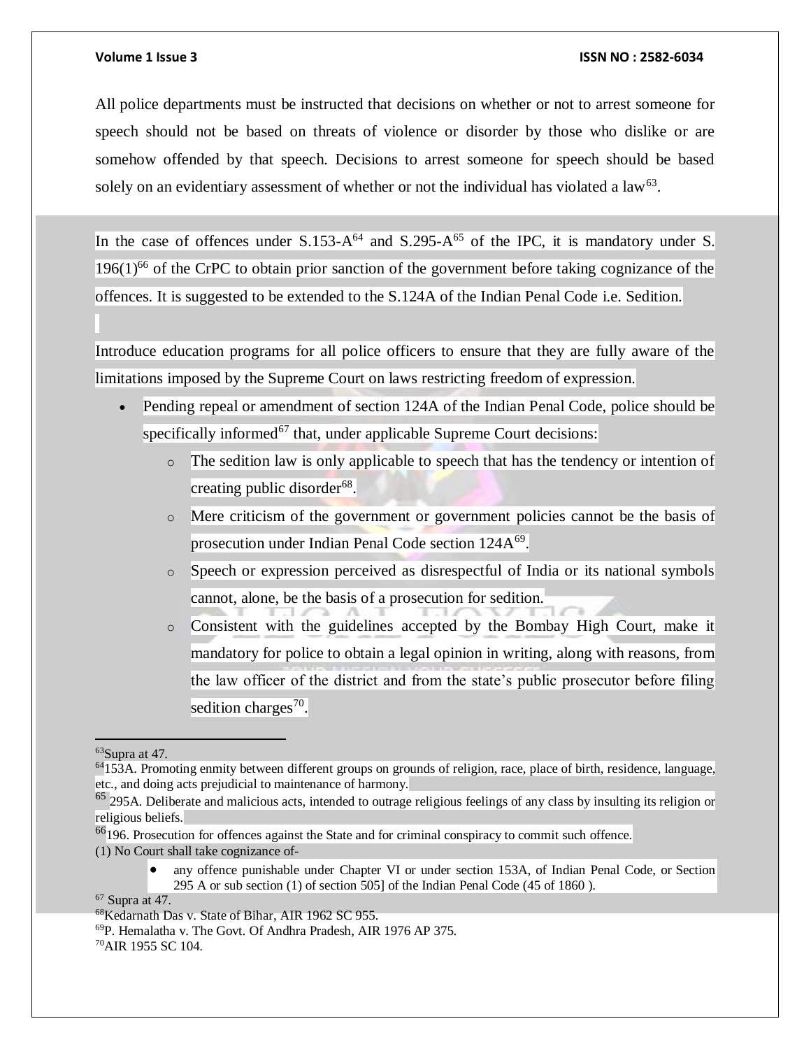All police departments must be instructed that decisions on whether or not to arrest someone for speech should not be based on threats of violence or disorder by those who dislike or are somehow offended by that speech. Decisions to arrest someone for speech should be based solely on an evidentiary assessment of whether or not the individual has violated a law[63].

In the case of offences under S.153-A[64] and S.295-A[65] of the IPC, it is mandatory under S. 196(1)[66] of the CrPC to obtain prior sanction of the government before taking cognizance of the offences. It is suggested to be extended to the S.124A of the Indian Penal Code i.e. Sedition.

Introduce education programs for all police officers to ensure that they are fully aware of the limitations imposed by the Supreme Court on laws restricting freedom of expression.

- Pending repeal or amendment of section 124A of the Indian Penal Code, police should be specifically informed[67] that, under applicable Supreme Court decisions:
  - The sedition law is only applicable to speech that has the tendency or intention of creating public disorder[68].
  - Mere criticism of the government or government policies cannot be the basis of prosecution under Indian Penal Code section 124A[69].
  - Speech or expression perceived as disrespectful of India or its national symbols cannot, alone, be the basis of a prosecution for sedition.
  - Consistent with the guidelines accepted by the Bombay High Court, make it mandatory for police to obtain a legal opinion in writing, along with reasons, from the law officer of the district and from the state's public prosecutor before filing sedition charges[70].

---

[63] Supra at 47.

[64] 153A. Promoting enmity between different groups on grounds of religion, race, place of birth, residence, language, etc., and doing acts prejudicial to maintenance of harmony.

[65] 295A. Deliberate and malicious acts, intended to outrage religious feelings of any class by insulting its religion or religious beliefs.

[66] 196. Prosecution for offences against the State and for criminal conspiracy to commit such offence.
(1) No Court shall take cognizance of-

- any offence punishable under Chapter VI or under section 153A, of Indian Penal Code, or Section 295 A or sub section (1) of section 505] of the Indian Penal Code (45 of 1860 ).

[67] Supra at 47.

[68] Kedarnath Das v. State of Bihar, AIR 1962 SC 955.

[69] P. Hemalatha v. The Govt. Of Andhra Pradesh, AIR 1976 AP 375.

[70] AIR 1955 SC 104.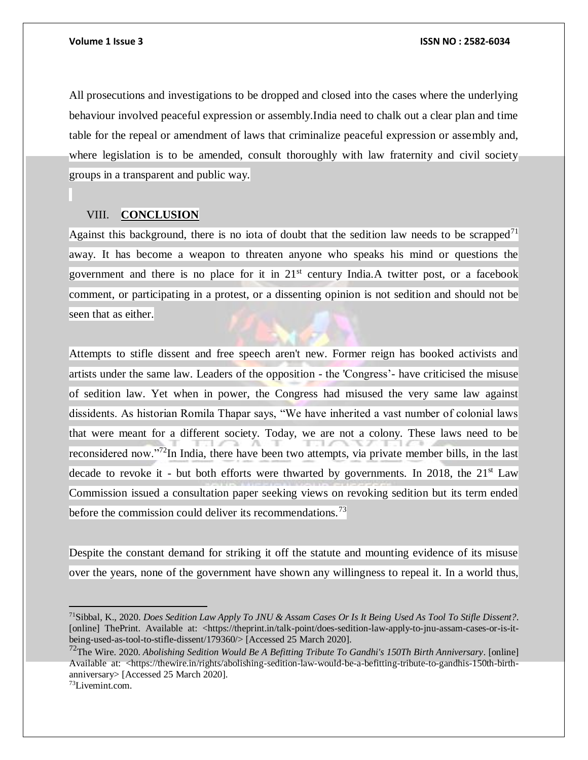All prosecutions and investigations to be dropped and closed into the cases where the underlying behaviour involved peaceful expression or assembly.India need to chalk out a clear plan and time table for the repeal or amendment of laws that criminalize peaceful expression or assembly and, where legislation is to be amended, consult thoroughly with law fraternity and civil society groups in a transparent and public way.

## VIII. **CONCLUSION**

Against this background, there is no iota of doubt that the sedition law needs to be scrapped[71] away. It has become a weapon to threaten anyone who speaks his mind or questions the government and there is no place for it in 21st century India.A twitter post, or a facebook comment, or participating in a protest, or a dissenting opinion is not sedition and should not be seen that as either.

Attempts to stifle dissent and free speech aren't new. Former reign has booked activists and artists under the same law. Leaders of the opposition - the 'Congress'- have criticised the misuse of sedition law. Yet when in power, the Congress had misused the very same law against dissidents. As historian Romila Thapar says, "We have inherited a vast number of colonial laws that were meant for a different society. Today, we are not a colony. These laws need to be reconsidered now."[72]In India, there have been two attempts, via private member bills, in the last decade to revoke it - but both efforts were thwarted by governments. In 2018, the 21st Law Commission issued a consultation paper seeking views on revoking sedition but its term ended before the commission could deliver its recommendations.[73]

Despite the constant demand for striking it off the statute and mounting evidence of its misuse over the years, none of the government have shown any willingness to repeal it. In a world thus,

---

[71]Sibbal, K., 2020. *Does Sedition Law Apply To JNU & Assam Cases Or Is It Being Used As Tool To Stifle Dissent?*. [online] ThePrint. Available at: <https://theprint.in/talk-point/does-sedition-law-apply-to-jnu-assam-cases-or-is-it-being-used-as-tool-to-stifle-dissent/179360/> [Accessed 25 March 2020].

[72]The Wire. 2020. *Abolishing Sedition Would Be A Befitting Tribute To Gandhi's 150Th Birth Anniversary*. [online] Available at: <https://thewire.in/rights/abolishing-sedition-law-would-be-a-befitting-tribute-to-gandhis-150th-birth-anniversary> [Accessed 25 March 2020].

[73]Livemint.com.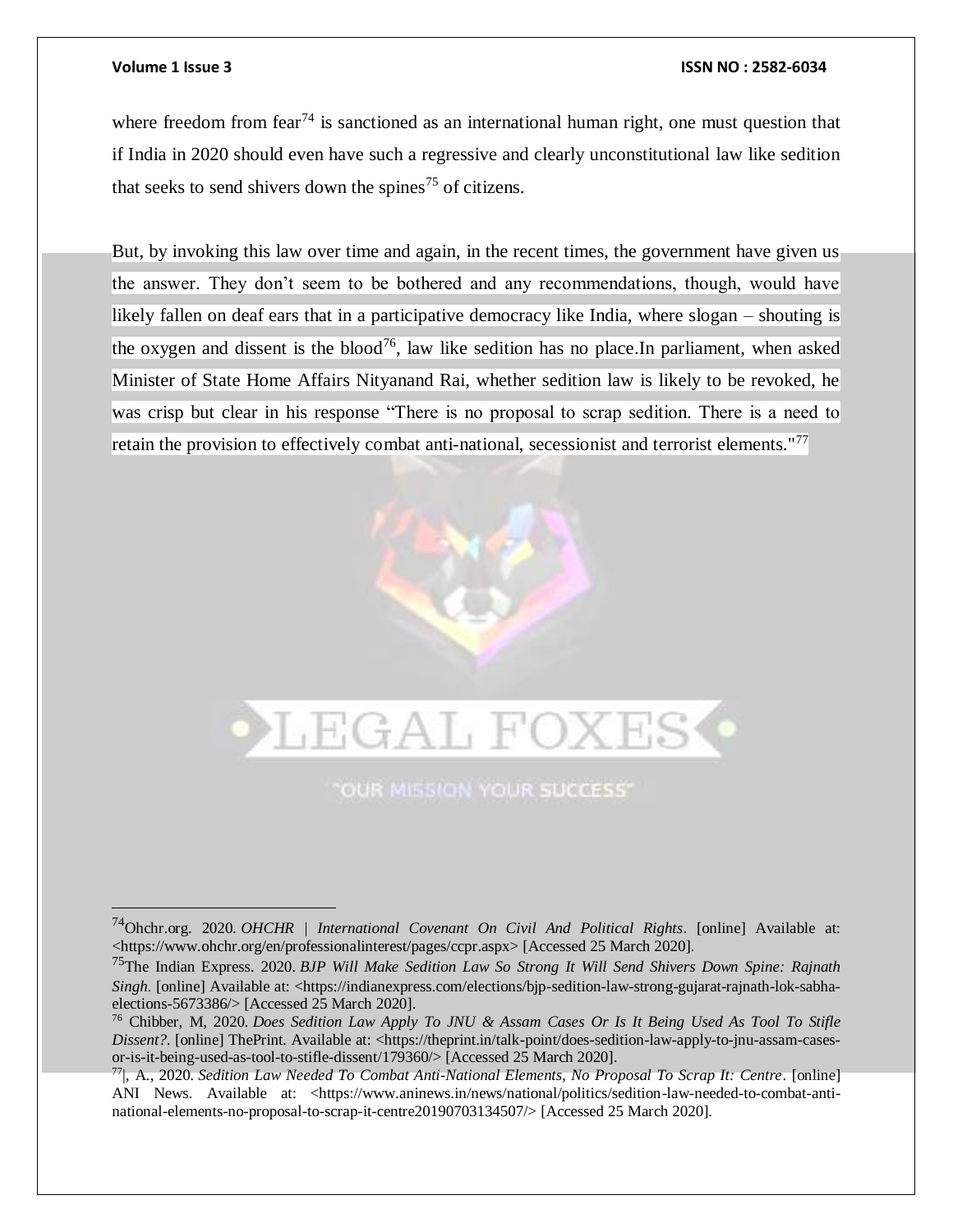where freedom from fear[74] is sanctioned as an international human right, one must question that if India in 2020 should even have such a regressive and clearly unconstitutional law like sedition that seeks to send shivers down the spines[75] of citizens.

But, by invoking this law over time and again, in the recent times, the government have given us the answer. They don't seem to be bothered and any recommendations, though, would have likely fallen on deaf ears that in a participative democracy like India, where slogan – shouting is the oxygen and dissent is the blood[76], law like sedition has no place.In parliament, when asked Minister of State Home Affairs Nityanand Rai, whether sedition law is likely to be revoked, he was crisp but clear in his response "There is no proposal to scrap sedition. There is a need to retain the provision to effectively combat anti-national, secessionist and terrorist elements."[77]

---

[74] Ohchr.org. 2020. *OHCHR | International Covenant On Civil And Political Rights*. [online] Available at: <https://www.ohchr.org/en/professionalinterest/pages/ccpr.aspx> [Accessed 25 March 2020].

[75] The Indian Express. 2020. *BJP Will Make Sedition Law So Strong It Will Send Shivers Down Spine: Rajnath Singh*. [online] Available at: <https://indianexpress.com/elections/bjp-sedition-law-strong-gujarat-rajnath-lok-sabha-elections-5673386/> [Accessed 25 March 2020].

[76] Chibber, M, 2020. *Does Sedition Law Apply To JNU & Assam Cases Or Is It Being Used As Tool To Stifle Dissent?*. [online] ThePrint. Available at: <https://theprint.in/talk-point/does-sedition-law-apply-to-jnu-assam-cases-or-is-it-being-used-as-tool-to-stifle-dissent/179360/> [Accessed 25 March 2020].

[77] |, A., 2020. *Sedition Law Needed To Combat Anti-National Elements, No Proposal To Scrap It: Centre*. [online] ANI News. Available at: <https://www.aninews.in/news/national/politics/sedition-law-needed-to-combat-anti-national-elements-no-proposal-to-scrap-it-centre20190703134507/> [Accessed 25 March 2020].